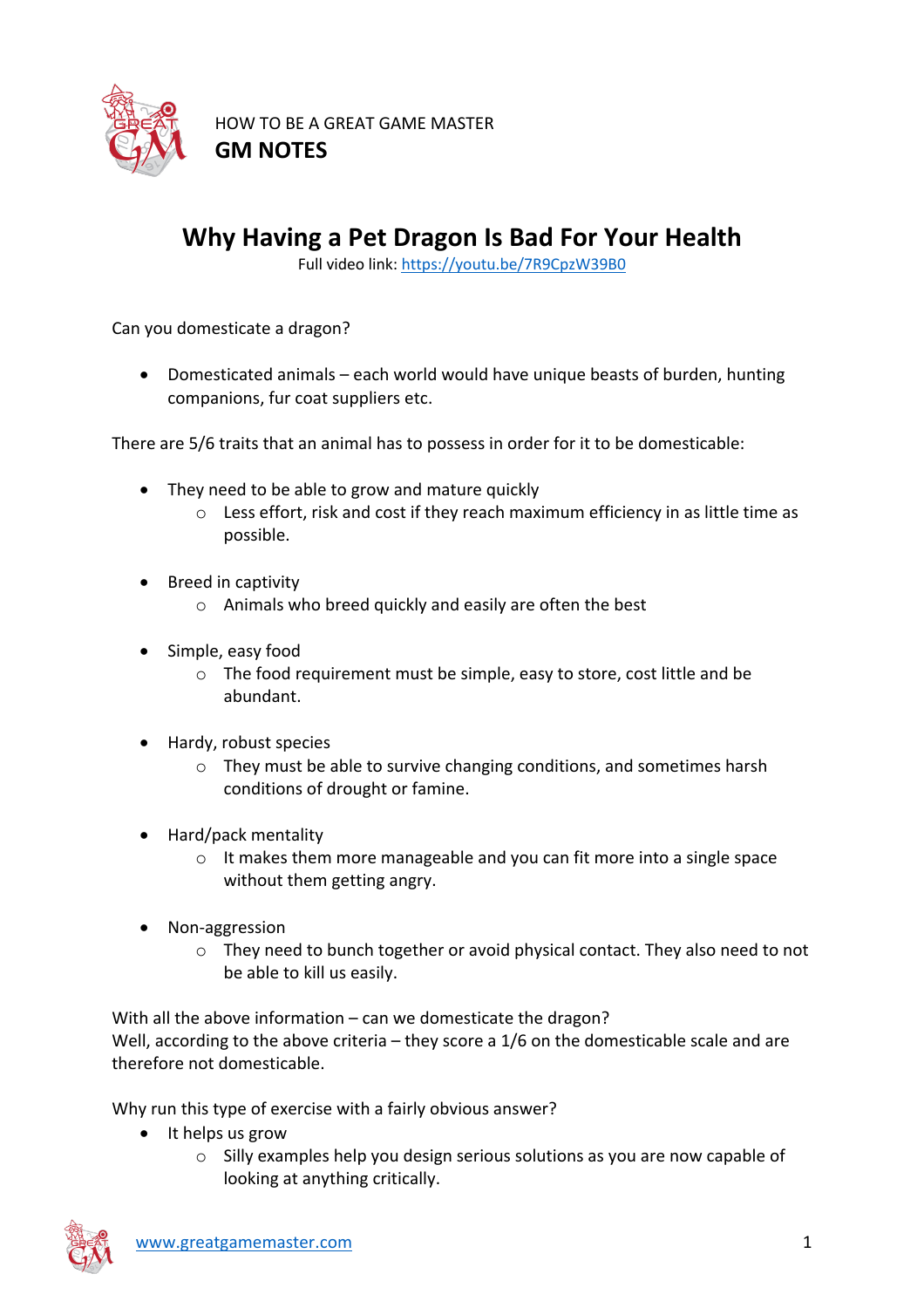HOW TO BE A GREAT GAME MASTER

**GM NOTES**

# Why Having a Pet Dragon Is Bad For Your Health

Full video link: https://youtu.be/7R9CpzW39B0

Can you domesticate a dragon?

- Domesticated animals – each world would have unique beasts of burden, hunting companions, fur coat suppliers etc.

There are 5/6 traits that an animal has to possess in order for it to be domesticable:

- They need to be able to grow and mature quickly
  - Less effort, risk and cost if they reach maximum efficiency in as little time as possible.
- Breed in captivity
  - Animals who breed quickly and easily are often the best
- Simple, easy food
  - The food requirement must be simple, easy to store, cost little and be abundant.
- Hardy, robust species
  - They must be able to survive changing conditions, and sometimes harsh conditions of drought or famine.
- Hard/pack mentality
  - It makes them more manageable and you can fit more into a single space without them getting angry.
- Non-aggression
  - They need to bunch together or avoid physical contact. They also need to not be able to kill us easily.

With all the above information – can we domesticate the dragon?
Well, according to the above criteria – they score a 1/6 on the domesticable scale and are therefore not domesticable.

Why run this type of exercise with a fairly obvious answer?

- It helps us grow
  - Silly examples help you design serious solutions as you are now capable of looking at anything critically.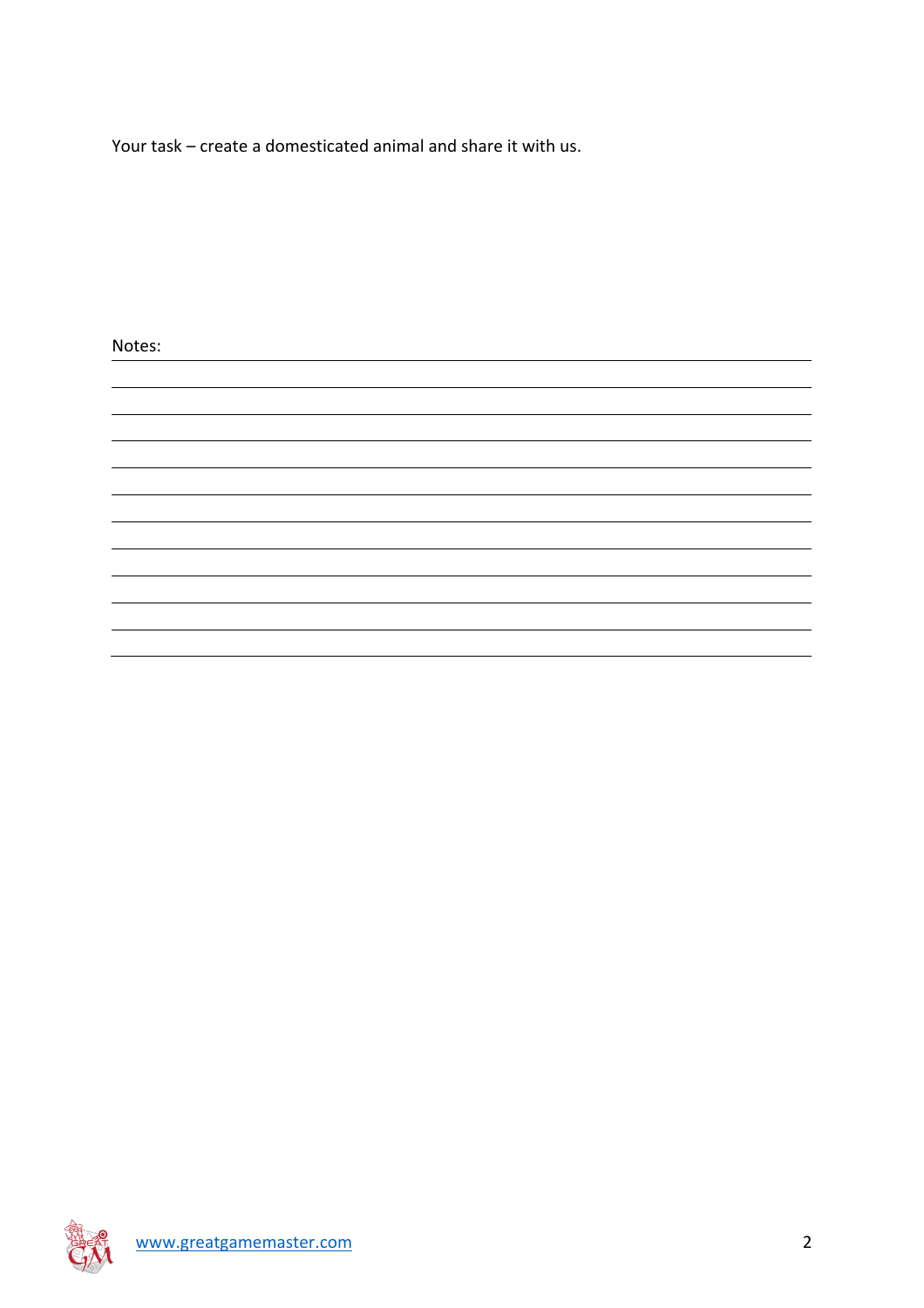Your task – create a domesticated animal and share it with us.

Notes: